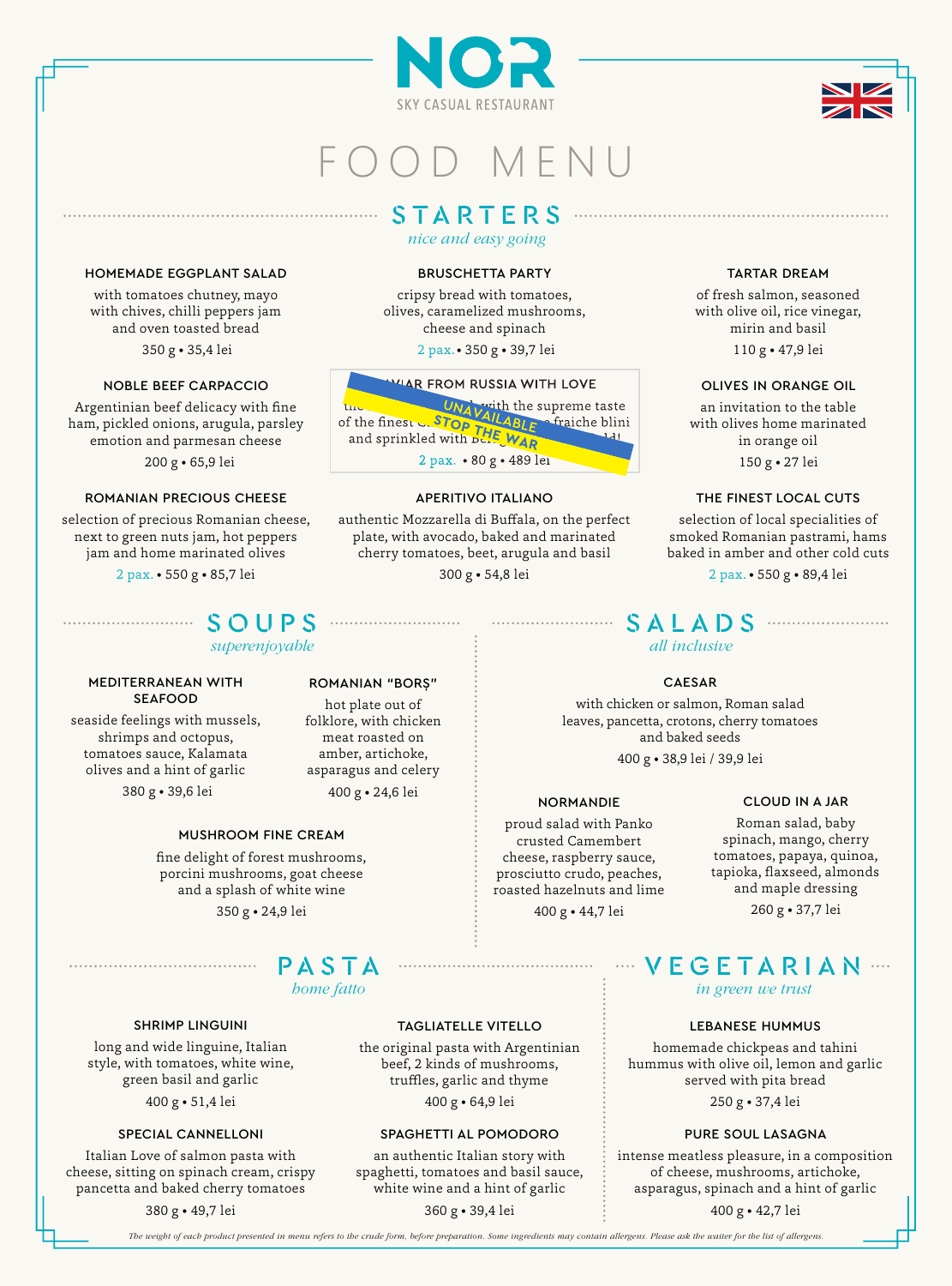# NOR

SKY CASUAL RESTAURANT

# FOOD MENU

## STARTERS

*nice and easy going*

### HOMEMADE EGGPLANT SALAD

with tomatoes chutney, mayo with chives, chilli peppers jam and oven toasted bread

350 g • 35,4 lei

### BRUSCHETTA PARTY

cripsy bread with tomatoes, olives, caramelized mushrooms, cheese and spinach

2 pax. • 350 g • 39,7 lei

### TARTAR DREAM

of fresh salmon, seasoned with olive oil, rice vinegar, mirin and basil

110 g • 47,9 lei

### NOBLE BEEF CARPACCIO

Argentinian beef delicacy with fine ham, pickled onions, arugula, parsley emotion and parmesan cheese

200 g • 65,9 lei

### CAVIAR FROM RUSSIA WITH LOVE

UNAVAILABLE — STOP THE WAR

...with the supreme taste of the finest ... fraiche blini and sprinkled with ...

2 pax. • 80 g • 489 lei

### OLIVES IN ORANGE OIL

an invitation to the table with olives home marinated in orange oil

150 g • 27 lei

### ROMANIAN PRECIOUS CHEESE

selection of precious Romanian cheese, next to green nuts jam, hot peppers jam and home marinated olives

2 pax. • 550 g • 85,7 lei

### APERITIVO ITALIANO

authentic Mozzarella di Buffala, on the perfect plate, with avocado, baked and marinated cherry tomatoes, beet, arugula and basil

300 g • 54,8 lei

### THE FINEST LOCAL CUTS

selection of local specialities of smoked Romanian pastrami, hams baked in amber and other cold cuts

2 pax. • 550 g • 89,4 lei

## SOUPS

*superenjoyable*

### MEDITERRANEAN WITH SEAFOOD

seaside feelings with mussels, shrimps and octopus, tomatoes sauce, Kalamata olives and a hint of garlic

380 g • 39,6 lei

### ROMANIAN "BORȘ"

hot plate out of folklore, with chicken meat roasted on amber, artichoke, asparagus and celery

400 g • 24,6 lei

### MUSHROOM FINE CREAM

fine delight of forest mushrooms, porcini mushrooms, goat cheese and a splash of white wine

350 g • 24,9 lei

## SALADS

*all inclusive*

### CAESAR

with chicken or salmon, Roman salad leaves, pancetta, crotons, cherry tomatoes and baked seeds

400 g • 38,9 lei / 39,9 lei

### NORMANDIE

proud salad with Panko crusted Camembert cheese, raspberry sauce, prosciutto crudo, peaches, roasted hazelnuts and lime

400 g • 44,7 lei

### CLOUD IN A JAR

Roman salad, baby spinach, mango, cherry tomatoes, papaya, quinoa, tapioka, flaxseed, almonds and maple dressing

260 g • 37,7 lei

## PASTA

*home fatto*

### SHRIMP LINGUINI

long and wide linguine, Italian style, with tomatoes, white wine, green basil and garlic

400 g • 51,4 lei

### TAGLIATELLE VITELLO

the original pasta with Argentinian beef, 2 kinds of mushrooms, truffles, garlic and thyme

400 g • 64,9 lei

### SPECIAL CANNELLONI

Italian Love of salmon pasta with cheese, sitting on spinach cream, crispy pancetta and baked cherry tomatoes

380 g • 49,7 lei

### SPAGHETTI AL POMODORO

an authentic Italian story with spaghetti, tomatoes and basil sauce, white wine and a hint of garlic

360 g • 39,4 lei

## VEGETARIAN

*in green we trust*

### LEBANESE HUMMUS

homemade chickpeas and tahini hummus with olive oil, lemon and garlic served with pita bread

250 g • 37,4 lei

### PURE SOUL LASAGNA

intense meatless pleasure, in a composition of cheese, mushrooms, artichoke, asparagus, spinach and a hint of garlic

400 g • 42,7 lei

*The weight of each product presented in menu refers to the crude form, before preparation. Some ingredients may contain allergens. Please ask the waiter for the list of allergens.*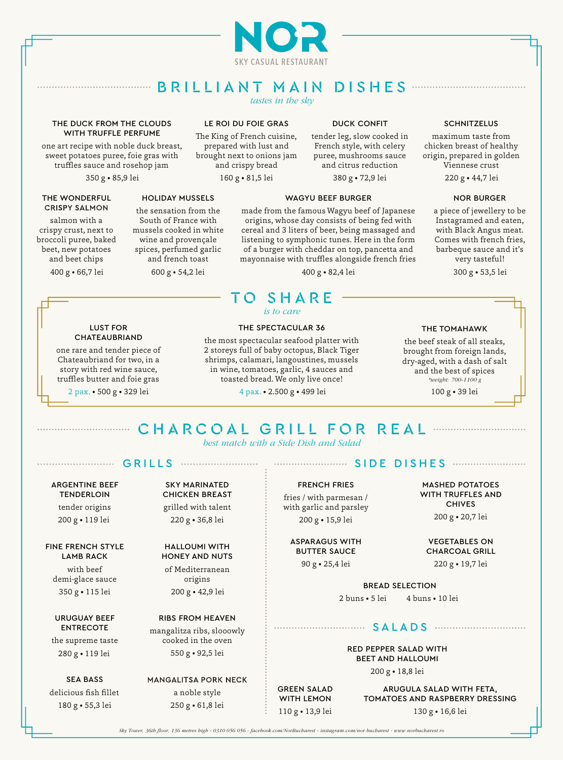# NOR

SKY CASUAL RESTAURANT

## BRILLIANT MAIN DISHES

*tastes in the sky*

### THE DUCK FROM THE CLOUDS WITH TRUFFLE PERFUME

one art recipe with noble duck breast, sweet potatoes puree, foie gras with truffles sauce and rosehop jam

350 g • 85,9 lei

### LE ROI DU FOIE GRAS

The King of French cuisine, prepared with lust and brought next to onions jam and crispy bread

160 g • 81,5 lei

### DUCK CONFIT

tender leg, slow cooked in French style, with celery puree, mushrooms sauce and citrus reduction

380 g • 72,9 lei

### SCHNITZELUS

maximum taste from chicken breast of healthy origin, prepared in golden Viennese crust

220 g • 44,7 lei

### THE WONDERFUL CRISPY SALMON

salmon with a crispy crust, next to broccoli puree, baked beet, new potatoes and beet chips

400 g • 66,7 lei

### HOLIDAY MUSSELS

the sensation from the South of France with mussels cooked in white wine and provençale spices, perfumed garlic and french toast

600 g • 54,2 lei

### WAGYU BEEF BURGER

made from the famous Wagyu beef of Japanese origins, whose day consists of being fed with cereal and 3 liters of beer, being massaged and listening to symphonic tunes. Here in the form of a burger with cheddar on top, pancetta and mayonnaise with truffles alongside french fries

400 g • 82,4 lei

### NOR BURGER

a piece of jewellery to be Instagramed and eaten, with Black Angus meat. Comes with french fries, barbeque sauce and it's very tasteful!

300 g • 53,5 lei

## TO SHARE

*is to care*

### LUST FOR CHATEAUBRIAND

one rare and tender piece of Chateaubriand for two, in a story with red wine sauce, truffles butter and foie gras

2 pax. • 500 g • 329 lei

### THE SPECTACULAR 36

the most spectacular seafood platter with 2 storeys full of baby octopus, Black Tiger shrimps, calamari, langoustines, mussels in wine, tomatoes, garlic, 4 sauces and toasted bread. We only live once!

4 pax. • 2.500 g • 499 lei

### THE TOMAHAWK

the beef steak of all steaks, brought from foreign lands, dry-aged, with a dash of salt and the best of spices

*\*weight: 700-1100 g*

100 g • 39 lei

## CHARCOAL GRILL FOR REAL

*best match with a Side Dish and Salad*

### GRILLS

**ARGENTINE BEEF TENDERLOIN**

tender origins

200 g • 119 lei

**SKY MARINATED CHICKEN BREAST**

grilled with talent

220 g • 36,8 lei

**FINE FRENCH STYLE LAMB RACK**

with beef demi-glace sauce

350 g • 115 lei

**HALLOUMI WITH HONEY AND NUTS**

of Mediterranean origins

200 g • 42,9 lei

**URUGUAY BEEF ENTRECOTE**

the supreme taste

280 g • 119 lei

**RIBS FROM HEAVEN**

mangalitza ribs, slooowly cooked in the oven

550 g • 92,5 lei

**SEA BASS**

delicious fish fillet

180 g • 55,3 lei

**MANGALITSA PORK NECK**

a noble style

250 g • 61,8 lei

### SIDE DISHES

**FRENCH FRIES**

fries / with parmesan / with garlic and parsley

200 g • 15,9 lei

**MASHED POTATOES WITH TRUFFLES AND CHIVES**

200 g • 20,7 lei

**ASPARAGUS WITH BUTTER SAUCE**

90 g • 25,4 lei

**VEGETABLES ON CHARCOAL GRILL**

220 g • 19,7 lei

**BREAD SELECTION**

2 buns • 5 lei &nbsp;&nbsp; 4 buns • 10 lei

### SALADS

**RED PEPPER SALAD WITH BEET AND HALLOUMI**

200 g • 18,8 lei

**GREEN SALAD WITH LEMON**

110 g • 13,9 lei

**ARUGULA SALAD WITH FETA, TOMATOES AND RASPBERRY DRESSING**

130 g • 16,6 lei

*Sky Tower, 36th floor, 136 metres high - 0310 056 056 - facebook.com/NorBucharest - instagram.com/nor.bucharest - www.norbucharest.ro*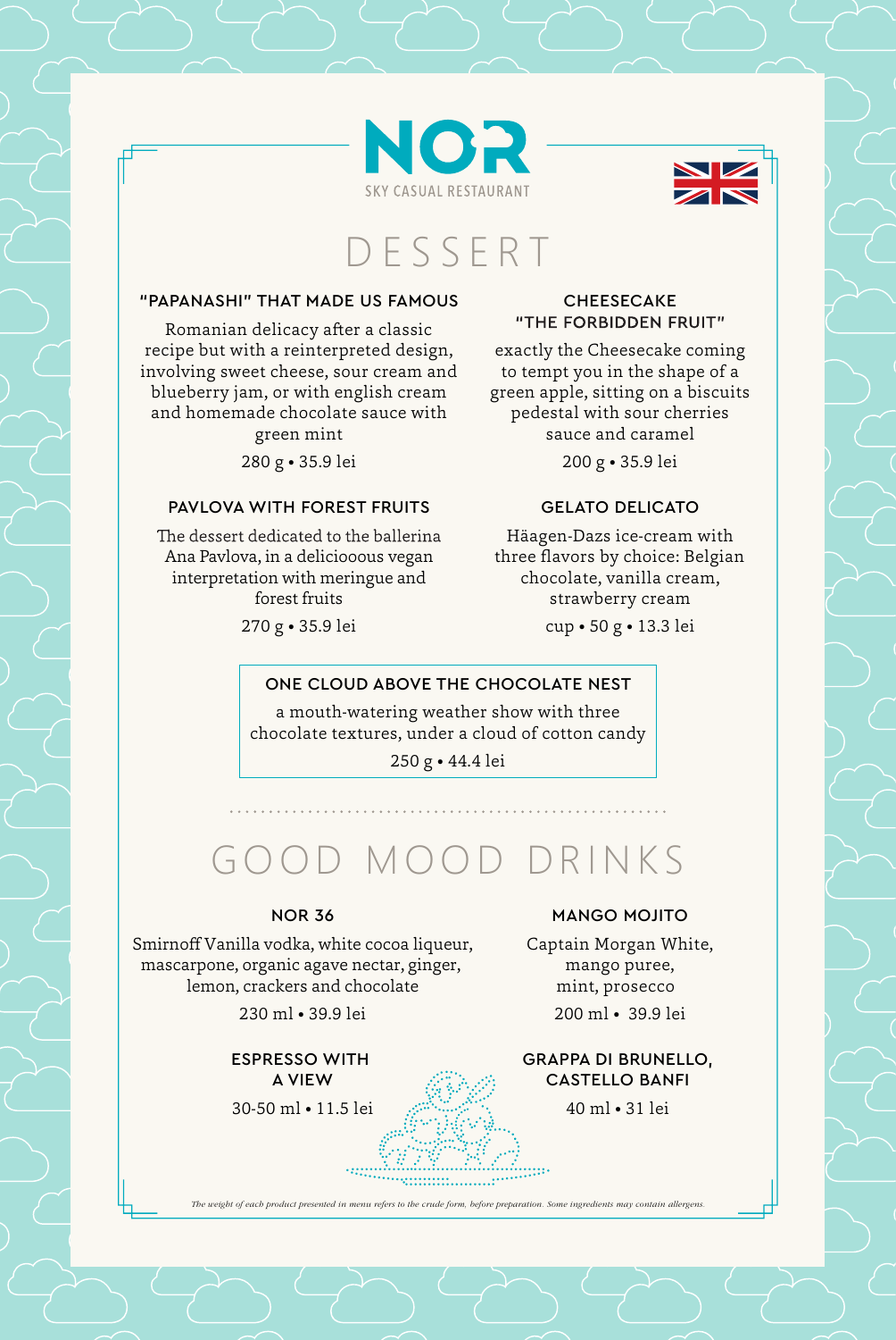# NOR

SKY CASUAL RESTAURANT

## DESSERT

### "PAPANASHI" THAT MADE US FAMOUS

Romanian delicacy after a classic recipe but with a reinterpreted design, involving sweet cheese, sour cream and blueberry jam, or with english cream and homemade chocolate sauce with green mint

280 g • 35.9 lei

### PAVLOVA WITH FOREST FRUITS

The dessert dedicated to the ballerina Ana Pavlova, in a deliciooous vegan interpretation with meringue and forest fruits

270 g • 35.9 lei

### CHEESECAKE "THE FORBIDDEN FRUIT"

exactly the Cheesecake coming to tempt you in the shape of a green apple, sitting on a biscuits pedestal with sour cherries sauce and caramel

200 g • 35.9 lei

### GELATO DELICATO

Häagen-Dazs ice-cream with three flavors by choice: Belgian chocolate, vanilla cream, strawberry cream

cup • 50 g • 13.3 lei

### ONE CLOUD ABOVE THE CHOCOLATE NEST

a mouth-watering weather show with three chocolate textures, under a cloud of cotton candy

250 g • 44.4 lei

## GOOD MOOD DRINKS

### NOR 36

Smirnoff Vanilla vodka, white cocoa liqueur, mascarpone, organic agave nectar, ginger, lemon, crackers and chocolate

230 ml • 39.9 lei

### MANGO MOJITO

Captain Morgan White, mango puree, mint, prosecco

200 ml • 39.9 lei

### ESPRESSO WITH A VIEW

30-50 ml • 11.5 lei

### GRAPPA DI BRUNELLO, CASTELLO BANFI

40 ml • 31 lei

*The weight of each product presented in menu refers to the crude form, before preparation. Some ingredients may contain allergens.*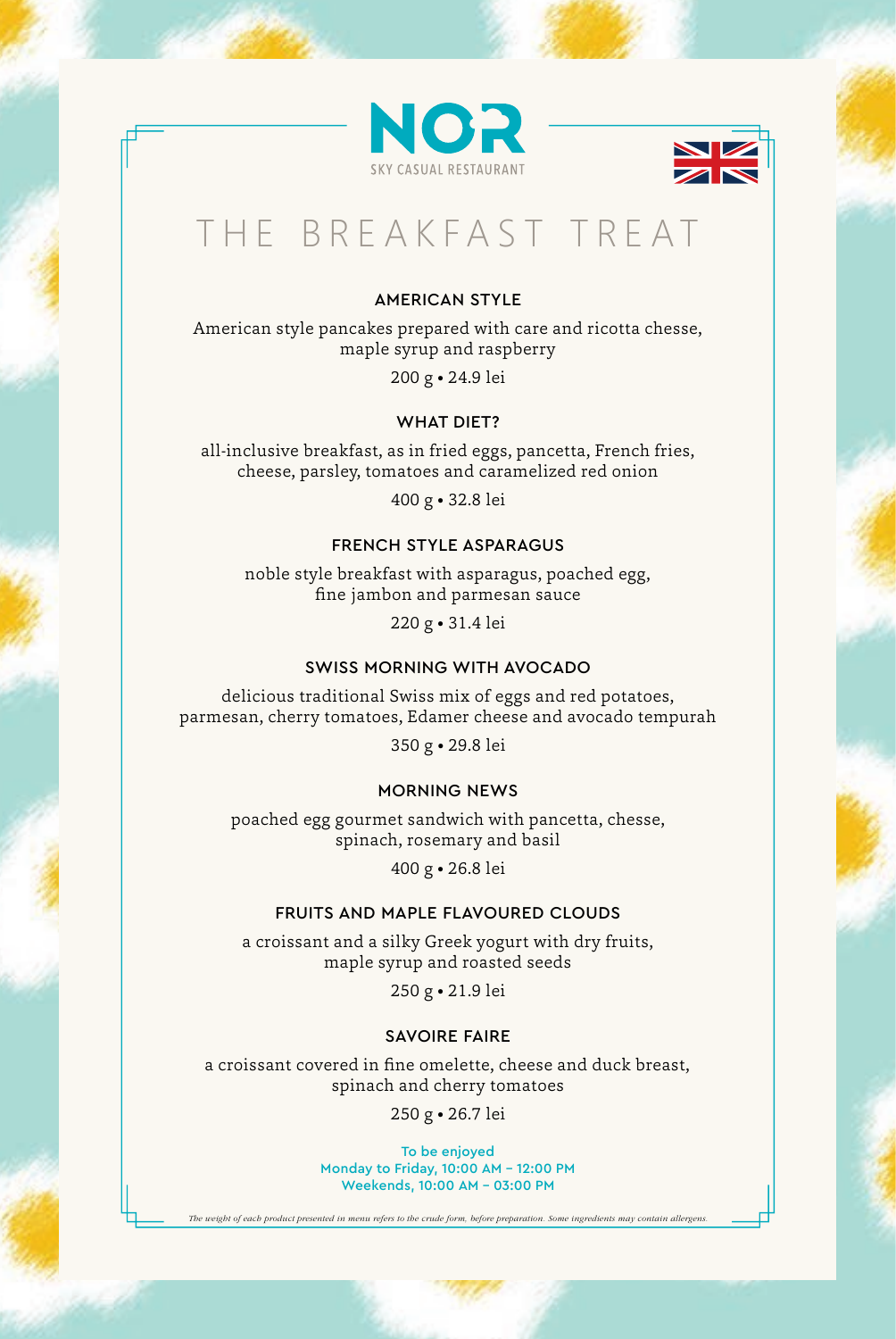NOR

SKY CASUAL RESTAURANT

# THE BREAKFAST TREAT

### AMERICAN STYLE

American style pancakes prepared with care and ricotta chesse, maple syrup and raspberry

200 g • 24.9 lei

### WHAT DIET?

all-inclusive breakfast, as in fried eggs, pancetta, French fries, cheese, parsley, tomatoes and caramelized red onion

400 g • 32.8 lei

### FRENCH STYLE ASPARAGUS

noble style breakfast with asparagus, poached egg, fine jambon and parmesan sauce

220 g • 31.4 lei

### SWISS MORNING WITH AVOCADO

delicious traditional Swiss mix of eggs and red potatoes, parmesan, cherry tomatoes, Edamer cheese and avocado tempurah

350 g • 29.8 lei

### MORNING NEWS

poached egg gourmet sandwich with pancetta, chesse, spinach, rosemary and basil

400 g • 26.8 lei

### FRUITS AND MAPLE FLAVOURED CLOUDS

a croissant and a silky Greek yogurt with dry fruits, maple syrup and roasted seeds

250 g • 21.9 lei

### SAVOIRE FAIRE

a croissant covered in fine omelette, cheese and duck breast, spinach and cherry tomatoes

250 g • 26.7 lei

To be enjoyed
Monday to Friday, 10:00 AM – 12:00 PM
Weekends, 10:00 AM – 03:00 PM

*The weight of each product presented in menu refers to the crude form, before preparation. Some ingredients may contain allergens.*